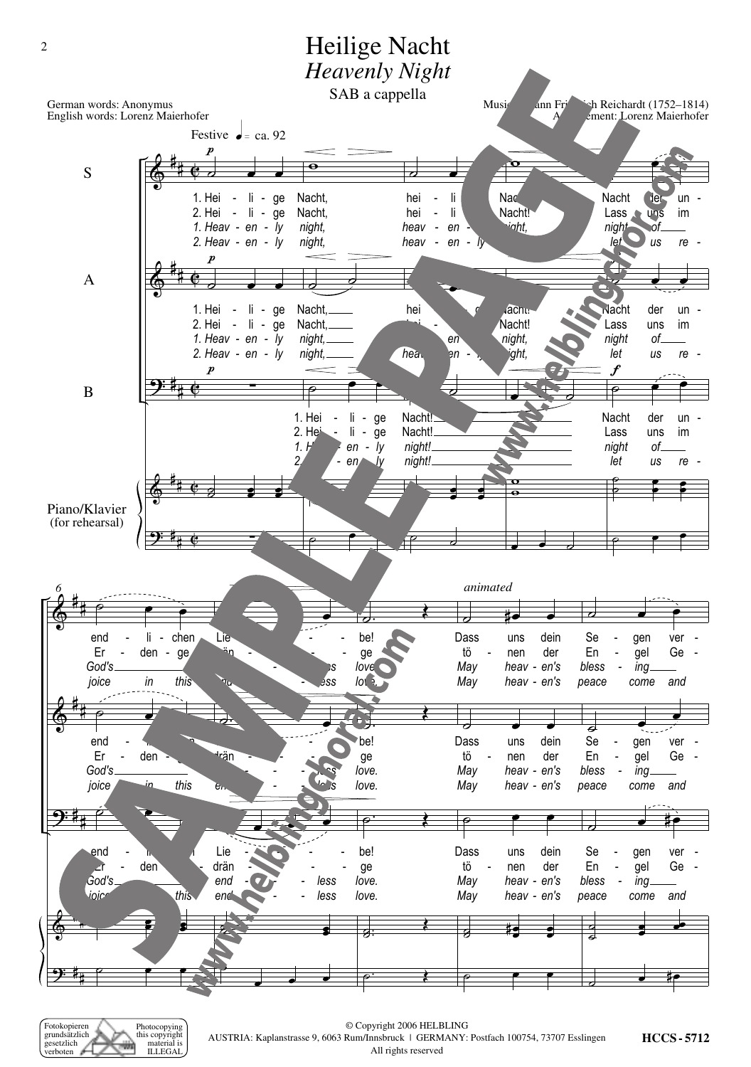# Heilige Nacht

## *Heavenly Night*

SAB a cappella

German words: Anonymus
English words: Lorenz Maierhofer

Music: Johann Friedrich Reichardt (1752–1814)
Arrangement: Lorenz Maierhofer

Festive ♩ = ca. 92

1. Hei - li - ge Nacht, hei - li - ge Nacht! Nacht der un - end - li - chen Lie - be! Dass uns dein Se - gen ver -
2. Hei - li - ge Nacht, hei - li - ge Nacht! Lass uns im Er - den - ge - drän - ge tö - nen der En - gel Ge -
*1. Heav - en - ly night, heav - en - ly night, night of God's end - less love. May heav - en's bless - ing*
*2. Heav - en - ly night, heav - en - ly night, let us re - joice in this end - less love. May heav - en's peace come and*

Piano/Klavier (for rehearsal)

animated

© Copyright 2006 HELBLING
AUSTRIA: Kaplanstrasse 9, 6063 Rum/Innsbruck | GERMANY: Postfach 100754, 73707 Esslingen
All rights reserved

Fotokopieren grundsätzlich gesetzlich verboten — Photocopying this copyright material is ILLEGAL

HCCS - 5712

SAMPLE PAGE — www.helblingchor.com — www.helblingchoral.com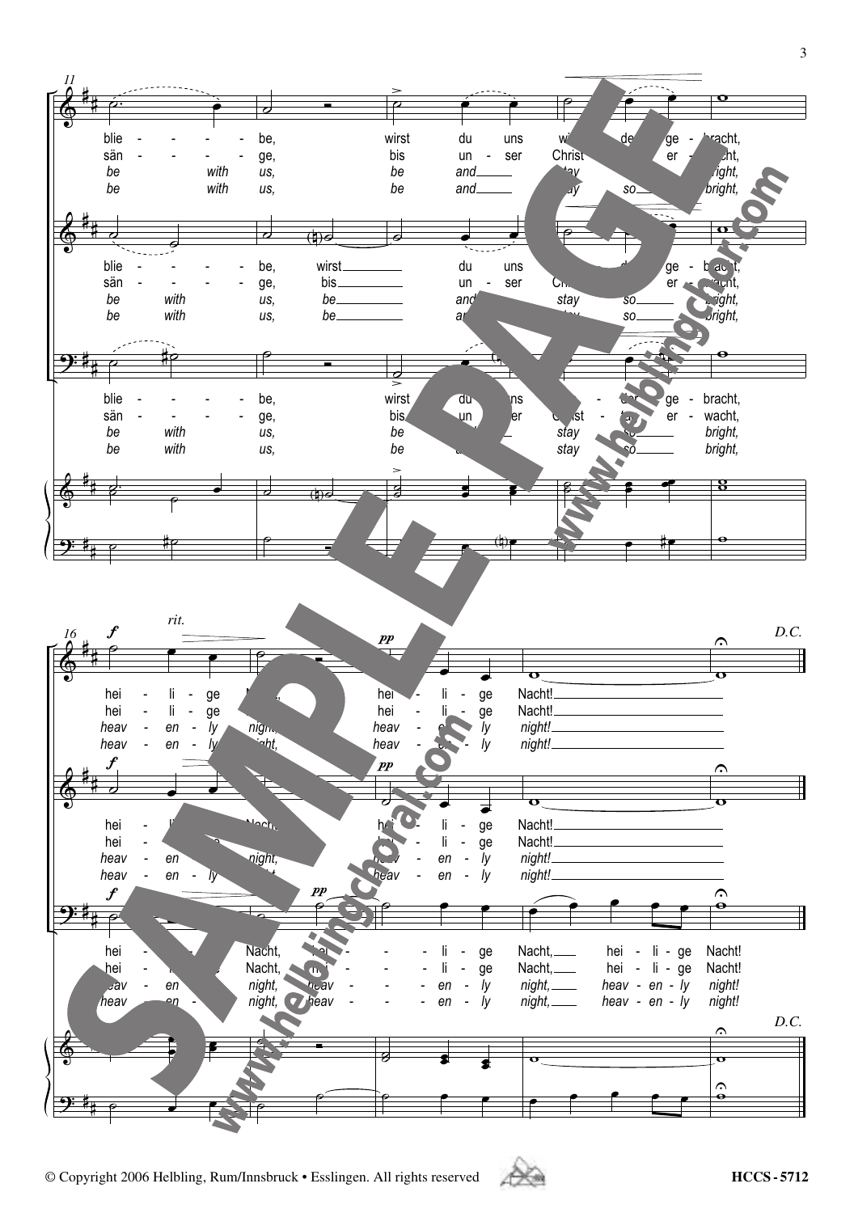11

blie - - - - - be, wirst du uns wie - der ge - bracht,
sän - - - - - ge, bis un - ser Christ - kind er - wacht,
*be with us, be and stay so bright,*
*be with us, be and stay so bright,*

blie - - - - - be, wirst du uns wie - der ge - bracht,
sän - - - - - ge, bis un - ser Christ - kind er - wacht,
*be with us, be and stay so bright,*
*be with us, be and stay so bright,*

blie - - - - - be, wirst du uns wie - der ge - bracht,
sän - - - - - ge, bis un - ser Christ - kind er - wacht,
*be with us, be and stay so bright,*
*be with us, be and stay so bright,*

16 *rit.* *f* *pp* *D.C.*

hei - li - ge Nacht, hei - li - ge Nacht!
hei - li - ge Nacht, hei - li - ge Nacht!
*heav - en - ly night, heav - en - ly night!*
*heav - en - ly night, heav - en - ly night!*

*f* *pp*

hei - li - ge Nacht, hei - li - ge Nacht!
hei - li - ge Nacht, hei - li - ge Nacht!
*heav - en - ly night, heav - en - ly night!*
*heav - en - ly night, heav - en - ly night!*

*f* *pp*

hei - li - ge Nacht, hei - - - - li - ge Nacht, hei - li - ge Nacht!
hei - li - ge Nacht, hei - - - - li - ge Nacht, hei - li - ge Nacht!
*heav - en - ly night, heav - - - - en - ly night, heav - en - ly night!*
*heav - en - ly night, heav - - - - en - ly night, heav - en - ly night!*

*D.C.*

SAMPLE PAGE www.helbingchoral.com

© Copyright 2006 Helbling, Rum/Innsbruck • Esslingen. All rights reserved

HCCS - 5712